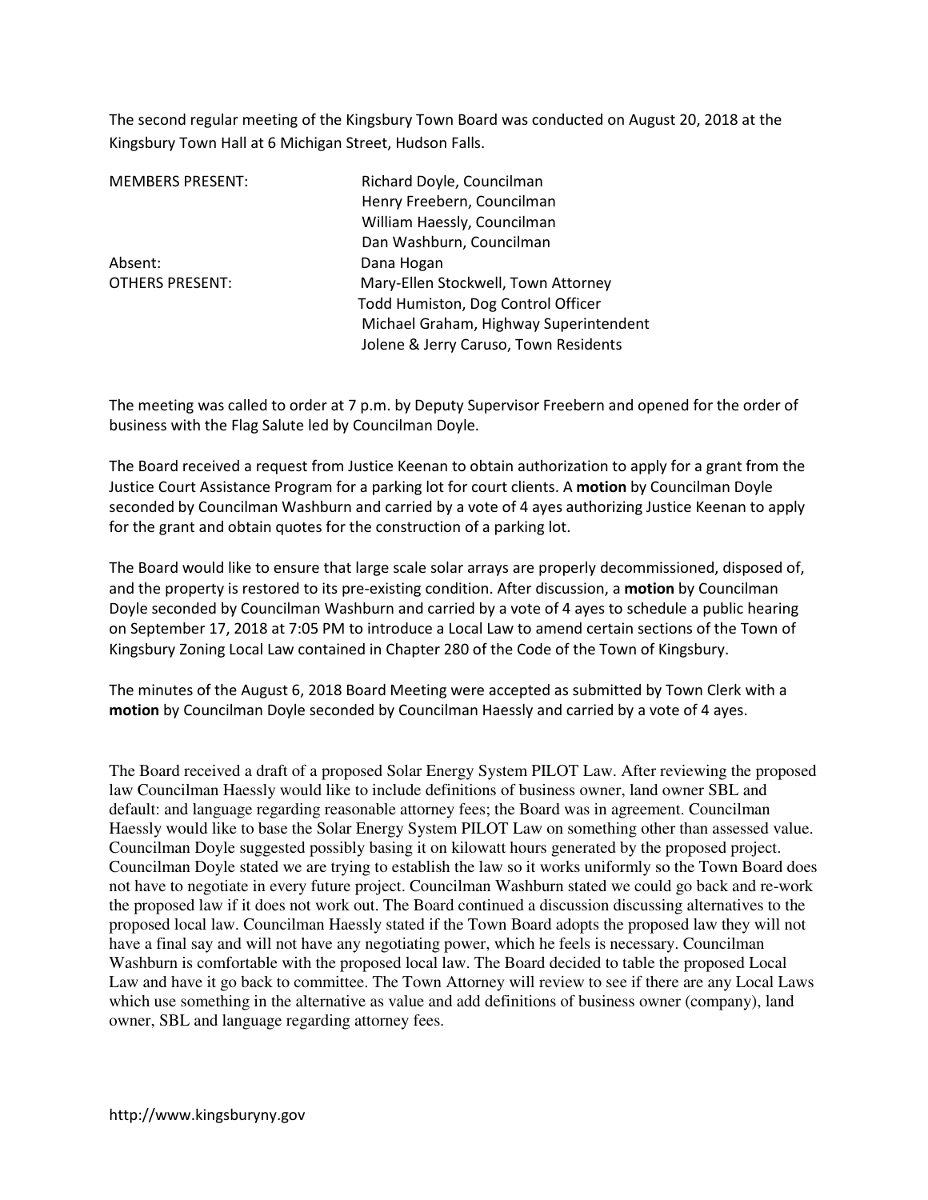The second regular meeting of the Kingsbury Town Board was conducted on August 20, 2018 at the Kingsbury Town Hall at 6 Michigan Street, Hudson Falls.

| | |
|---|---|
| MEMBERS PRESENT: | Richard Doyle, Councilman |
| | Henry Freebern, Councilman |
| | William Haessly, Councilman |
| | Dan Washburn, Councilman |
| Absent: | Dana Hogan |
| OTHERS PRESENT: | Mary-Ellen Stockwell, Town Attorney |
| | Todd Humiston, Dog Control Officer |
| | Michael Graham, Highway Superintendent |
| | Jolene & Jerry Caruso, Town Residents |

The meeting was called to order at 7 p.m. by Deputy Supervisor Freebern and opened for the order of business with the Flag Salute led by Councilman Doyle.

The Board received a request from Justice Keenan to obtain authorization to apply for a grant from the Justice Court Assistance Program for a parking lot for court clients. A **motion** by Councilman Doyle seconded by Councilman Washburn and carried by a vote of 4 ayes authorizing Justice Keenan to apply for the grant and obtain quotes for the construction of a parking lot.

The Board would like to ensure that large scale solar arrays are properly decommissioned, disposed of, and the property is restored to its pre-existing condition. After discussion, a **motion** by Councilman Doyle seconded by Councilman Washburn and carried by a vote of 4 ayes to schedule a public hearing on September 17, 2018 at 7:05 PM to introduce a Local Law to amend certain sections of the Town of Kingsbury Zoning Local Law contained in Chapter 280 of the Code of the Town of Kingsbury.

The minutes of the August 6, 2018 Board Meeting were accepted as submitted by Town Clerk with a **motion** by Councilman Doyle seconded by Councilman Haessly and carried by a vote of 4 ayes.

The Board received a draft of a proposed Solar Energy System PILOT Law. After reviewing the proposed law Councilman Haessly would like to include definitions of business owner, land owner SBL and default: and language regarding reasonable attorney fees; the Board was in agreement. Councilman Haessly would like to base the Solar Energy System PILOT Law on something other than assessed value. Councilman Doyle suggested possibly basing it on kilowatt hours generated by the proposed project. Councilman Doyle stated we are trying to establish the law so it works uniformly so the Town Board does not have to negotiate in every future project. Councilman Washburn stated we could go back and re-work the proposed law if it does not work out. The Board continued a discussion discussing alternatives to the proposed local law. Councilman Haessly stated if the Town Board adopts the proposed law they will not have a final say and will not have any negotiating power, which he feels is necessary. Councilman Washburn is comfortable with the proposed local law. The Board decided to table the proposed Local Law and have it go back to committee. The Town Attorney will review to see if there are any Local Laws which use something in the alternative as value and add definitions of business owner (company), land owner, SBL and language regarding attorney fees.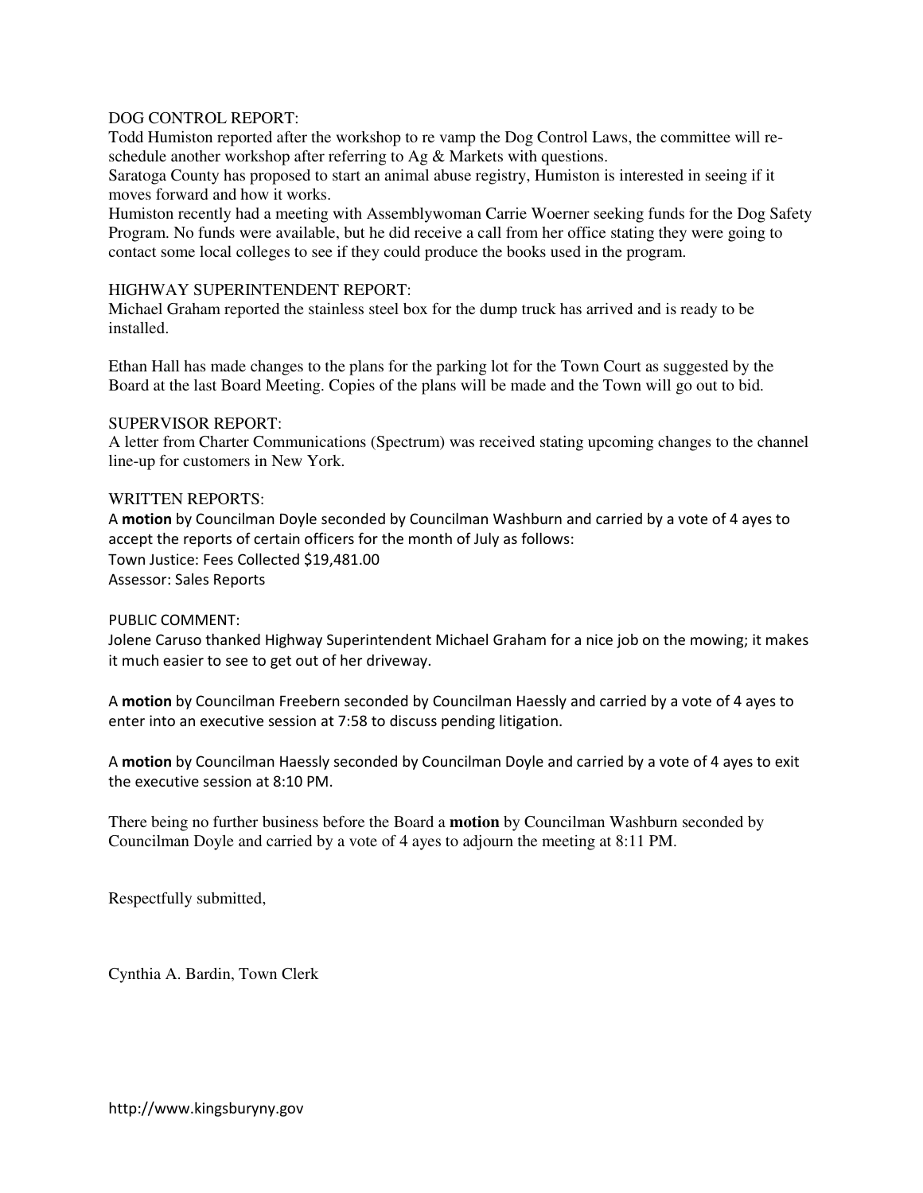DOG CONTROL REPORT:

Todd Humiston reported after the workshop to re vamp the Dog Control Laws, the committee will re-schedule another workshop after referring to Ag & Markets with questions.

Saratoga County has proposed to start an animal abuse registry, Humiston is interested in seeing if it moves forward and how it works.

Humiston recently had a meeting with Assemblywoman Carrie Woerner seeking funds for the Dog Safety Program. No funds were available, but he did receive a call from her office stating they were going to contact some local colleges to see if they could produce the books used in the program.

HIGHWAY SUPERINTENDENT REPORT:

Michael Graham reported the stainless steel box for the dump truck has arrived and is ready to be installed.

Ethan Hall has made changes to the plans for the parking lot for the Town Court as suggested by the Board at the last Board Meeting. Copies of the plans will be made and the Town will go out to bid.

SUPERVISOR REPORT:

A letter from Charter Communications (Spectrum) was received stating upcoming changes to the channel line-up for customers in New York.

WRITTEN REPORTS:

A **motion** by Councilman Doyle seconded by Councilman Washburn and carried by a vote of 4 ayes to accept the reports of certain officers for the month of July as follows:

Town Justice: Fees Collected $19,481.00

Assessor: Sales Reports

PUBLIC COMMENT:

Jolene Caruso thanked Highway Superintendent Michael Graham for a nice job on the mowing; it makes it much easier to see to get out of her driveway.

A **motion** by Councilman Freebern seconded by Councilman Haessly and carried by a vote of 4 ayes to enter into an executive session at 7:58 to discuss pending litigation.

A **motion** by Councilman Haessly seconded by Councilman Doyle and carried by a vote of 4 ayes to exit the executive session at 8:10 PM.

There being no further business before the Board a **motion** by Councilman Washburn seconded by Councilman Doyle and carried by a vote of 4 ayes to adjourn the meeting at 8:11 PM.

Respectfully submitted,

Cynthia A. Bardin, Town Clerk

http://www.kingsburyny.gov